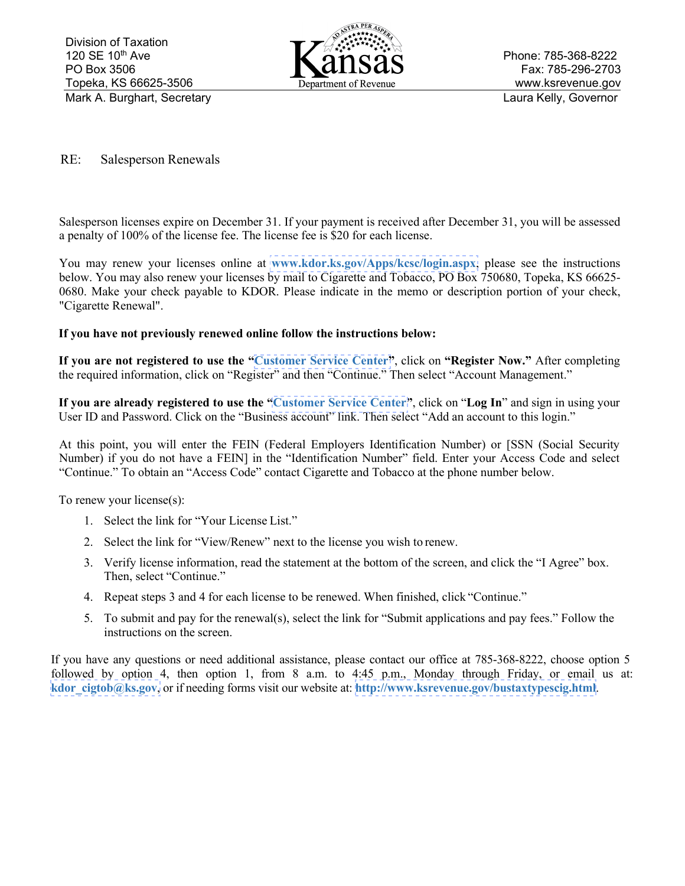Division of Taxation
120 SE 10th Ave
PO Box 3506
Topeka, KS 66625-3506
Mark A. Burghart, Secretary

Kansas Department of Revenue

Phone: 785-368-8222
Fax: 785-296-2703
www.ksrevenue.gov
Laura Kelly, Governor

RE: Salesperson Renewals

Salesperson licenses expire on December 31. If your payment is received after December 31, you will be assessed a penalty of 100% of the license fee. The license fee is $20 for each license.

You may renew your licenses online at **www.kdor.ks.gov/Apps/kcsc/login.aspx**, please see the instructions below. You may also renew your licenses by mail to Cigarette and Tobacco, PO Box 750680, Topeka, KS 66625-0680. Make your check payable to KDOR. Please indicate in the memo or description portion of your check, "Cigarette Renewal".

**If you have not previously renewed online follow the instructions below:**

**If you are not registered to use the "Customer Service Center"**, click on **"Register Now."** After completing the required information, click on "Register" and then "Continue." Then select "Account Management."

**If you are already registered to use the "Customer Service Center"**, click on "**Log In**" and sign in using your User ID and Password. Click on the "Business account" link. Then select "Add an account to this login."

At this point, you will enter the FEIN (Federal Employers Identification Number) or [SSN (Social Security Number) if you do not have a FEIN] in the "Identification Number" field. Enter your Access Code and select "Continue." To obtain an "Access Code" contact Cigarette and Tobacco at the phone number below.

To renew your license(s):

1. Select the link for "Your License List."
2. Select the link for "View/Renew" next to the license you wish to renew.
3. Verify license information, read the statement at the bottom of the screen, and click the "I Agree" box. Then, select "Continue."
4. Repeat steps 3 and 4 for each license to be renewed. When finished, click "Continue."
5. To submit and pay for the renewal(s), select the link for "Submit applications and pay fees." Follow the instructions on the screen.

If you have any questions or need additional assistance, please contact our office at 785-368-8222, choose option 5 followed by option 4, then option 1, from 8 a.m. to 4:45 p.m., Monday through Friday, or email us at: **kdor_cigtob@ks.gov**, or if needing forms visit our website at: **http://www.ksrevenue.gov/bustaxtypescig.html**.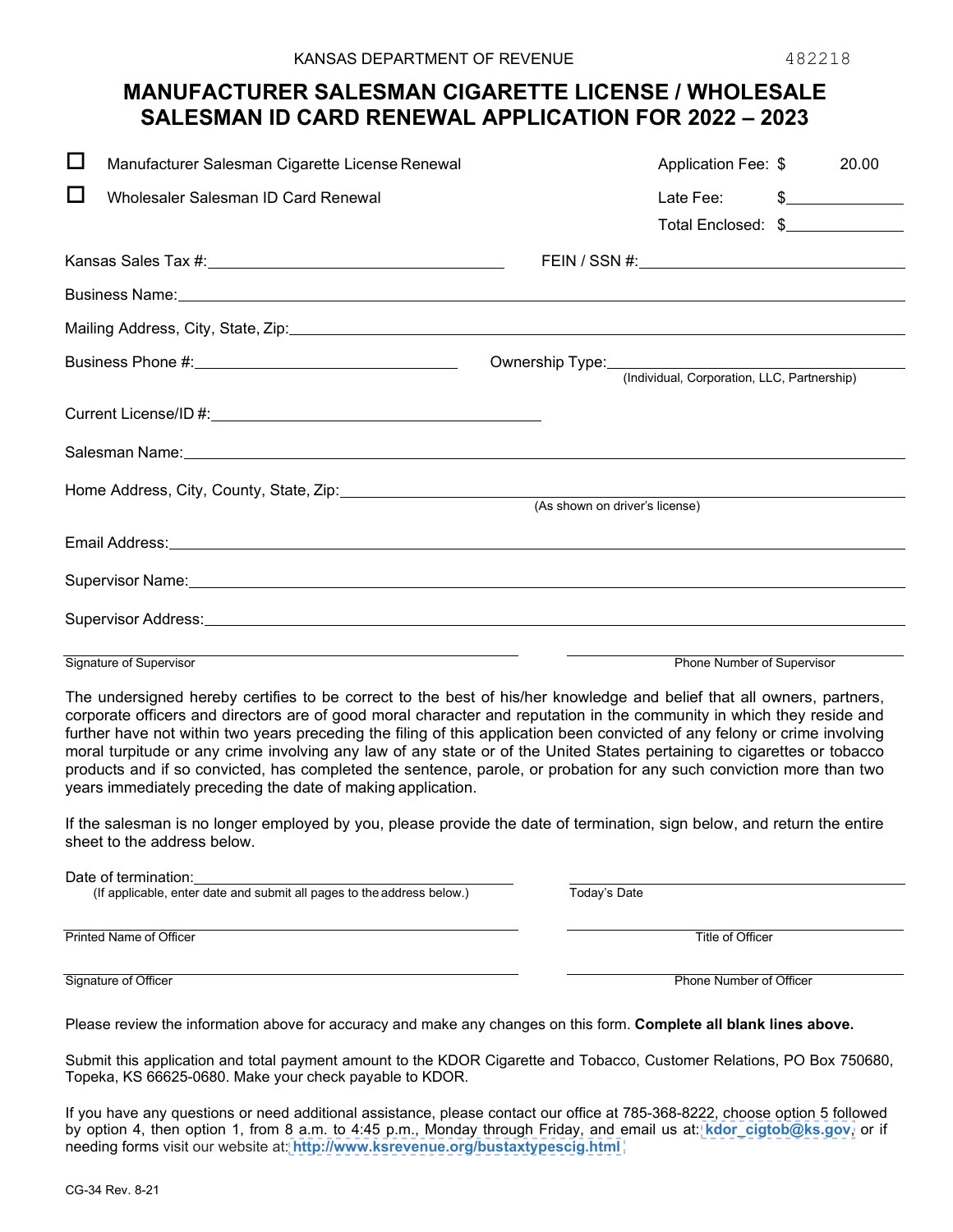KANSAS DEPARTMENT OF REVENUE 482218

# MANUFACTURER SALESMAN CIGARETTE LICENSE / WHOLESALE SALESMAN ID CARD RENEWAL APPLICATION FOR 2022 – 2023

☐ Manufacturer Salesman Cigarette License Renewal — Application Fee: $ 20.00

☐ Wholesaler Salesman ID Card Renewal — Late Fee: $______________

Total Enclosed: $______________

Kansas Sales Tax #:______________________________ FEIN / SSN #:______________________________

Business Name:______________________________________________________________

Mailing Address, City, State, Zip:______________________________________________

Business Phone #:______________________________ Ownership Type:______________________________
(Individual, Corporation, LLC, Partnership)

Current License/ID #:______________________________

Salesman Name:______________________________________________________________

Home Address, City, County, State, Zip:______________________________________________
(As shown on driver's license)

Email Address:______________________________________________________________

Supervisor Name:______________________________________________________________

Supervisor Address:______________________________________________________________

______________________________ Signature of Supervisor ______________________________ Phone Number of Supervisor

The undersigned hereby certifies to be correct to the best of his/her knowledge and belief that all owners, partners, corporate officers and directors are of good moral character and reputation in the community in which they reside and further have not within two years preceding the filing of this application been convicted of any felony or crime involving moral turpitude or any crime involving any law of any state or of the United States pertaining to cigarettes or tobacco products and if so convicted, has completed the sentence, parole, or probation for any such conviction more than two years immediately preceding the date of making application.

If the salesman is no longer employed by you, please provide the date of termination, sign below, and return the entire sheet to the address below.

Date of termination:______________________________
(If applicable, enter date and submit all pages to the address below.)

______________________________ Today's Date

______________________________ Printed Name of Officer ______________________________ Title of Officer

______________________________ Signature of Officer ______________________________ Phone Number of Officer

Please review the information above for accuracy and make any changes on this form. **Complete all blank lines above.**

Submit this application and total payment amount to the KDOR Cigarette and Tobacco, Customer Relations, PO Box 750680, Topeka, KS 66625-0680. Make your check payable to KDOR.

If you have any questions or need additional assistance, please contact our office at 785-368-8222, choose option 5 followed by option 4, then option 1, from 8 a.m. to 4:45 p.m., Monday through Friday, and email us at: **kdor_cigtob@ks.gov**, or if needing forms visit our website at: **http://www.ksrevenue.org/bustaxtypescig.html**

CG-34 Rev. 8-21